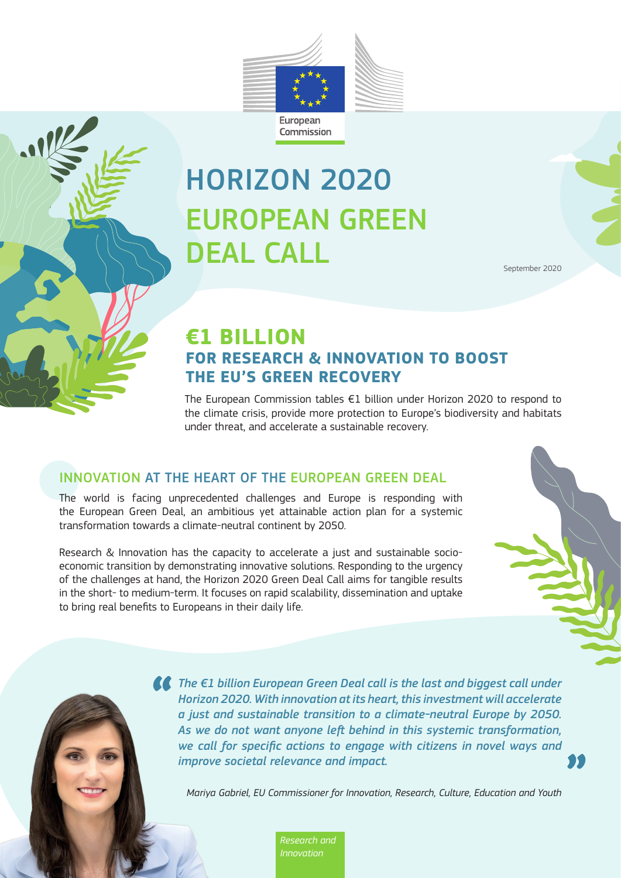European Commission

# HORIZON 2020 EUROPEAN GREEN DEAL CALL

September 2020

## €1 BILLION FOR RESEARCH & INNOVATION TO BOOST THE EU'S GREEN RECOVERY

The European Commission tables €1 billion under Horizon 2020 to respond to the climate crisis, provide more protection to Europe's biodiversity and habitats under threat, and accelerate a sustainable recovery.

## INNOVATION AT THE HEART OF THE EUROPEAN GREEN DEAL

The world is facing unprecedented challenges and Europe is responding with the European Green Deal, an ambitious yet attainable action plan for a systemic transformation towards a climate-neutral continent by 2050.

Research & Innovation has the capacity to accelerate a just and sustainable socio-economic transition by demonstrating innovative solutions. Responding to the urgency of the challenges at hand, the Horizon 2020 Green Deal Call aims for tangible results in the short- to medium-term. It focuses on rapid scalability, dissemination and uptake to bring real benefits to Europeans in their daily life.

> *The €1 billion European Green Deal call is the last and biggest call under Horizon 2020. With innovation at its heart, this investment will accelerate a just and sustainable transition to a climate-neutral Europe by 2050. As we do not want anyone left behind in this systemic transformation, we call for specific actions to engage with citizens in novel ways and improve societal relevance and impact.*

*Mariya Gabriel, EU Commissioner for Innovation, Research, Culture, Education and Youth*

*Research and Innovation*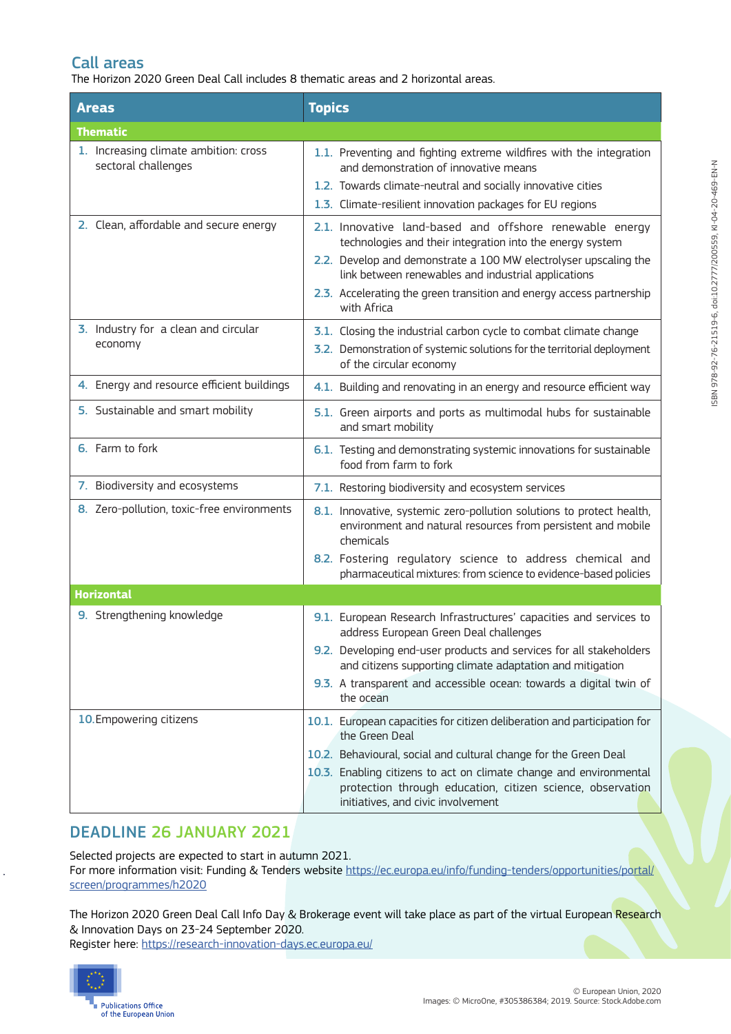## Call areas

The Horizon 2020 Green Deal Call includes 8 thematic areas and 2 horizontal areas.

| Areas | Topics |
|---|---|
| **Thematic** | |
| 1. Increasing climate ambition: cross sectoral challenges | 1.1. Preventing and fighting extreme wildfires with the integration and demonstration of innovative means<br>1.2. Towards climate-neutral and socially innovative cities<br>1.3. Climate-resilient innovation packages for EU regions |
| 2. Clean, affordable and secure energy | 2.1. Innovative land-based and offshore renewable energy technologies and their integration into the energy system<br>2.2. Develop and demonstrate a 100 MW electrolyser upscaling the link between renewables and industrial applications<br>2.3. Accelerating the green transition and energy access partnership with Africa |
| 3. Industry for a clean and circular economy | 3.1. Closing the industrial carbon cycle to combat climate change<br>3.2. Demonstration of systemic solutions for the territorial deployment of the circular economy |
| 4. Energy and resource efficient buildings | 4.1. Building and renovating in an energy and resource efficient way |
| 5. Sustainable and smart mobility | 5.1. Green airports and ports as multimodal hubs for sustainable and smart mobility |
| 6. Farm to fork | 6.1. Testing and demonstrating systemic innovations for sustainable food from farm to fork |
| 7. Biodiversity and ecosystems | 7.1. Restoring biodiversity and ecosystem services |
| 8. Zero-pollution, toxic-free environments | 8.1. Innovative, systemic zero-pollution solutions to protect health, environment and natural resources from persistent and mobile chemicals<br>8.2. Fostering regulatory science to address chemical and pharmaceutical mixtures: from science to evidence-based policies |
| **Horizontal** | |
| 9. Strengthening knowledge | 9.1. European Research Infrastructures' capacities and services to address European Green Deal challenges<br>9.2. Developing end-user products and services for all stakeholders and citizens supporting climate adaptation and mitigation<br>9.3. A transparent and accessible ocean: towards a digital twin of the ocean |
| 10. Empowering citizens | 10.1. European capacities for citizen deliberation and participation for the Green Deal<br>10.2. Behavioural, social and cultural change for the Green Deal<br>10.3. Enabling citizens to act on climate change and environmental protection through education, citizen science, observation initiatives, and civic involvement |

## DEADLINE 26 JANUARY 2021

Selected projects are expected to start in autumn 2021.
For more information visit: Funding & Tenders website https://ec.europa.eu/info/funding-tenders/opportunities/portal/screen/programmes/h2020

The Horizon 2020 Green Deal Call Info Day & Brokerage event will take place as part of the virtual European Research & Innovation Days on 23-24 September 2020.
Register here: https://research-innovation-days.ec.europa.eu/

Publications Office of the European Union

© European Union, 2020
Images: © MicroOne, #305386384; 2019. Source: Stock.Adobe.com

ISBN 978-92-76-21519-6, doi:10.2777/200559, KI-04-20-469-EN-N